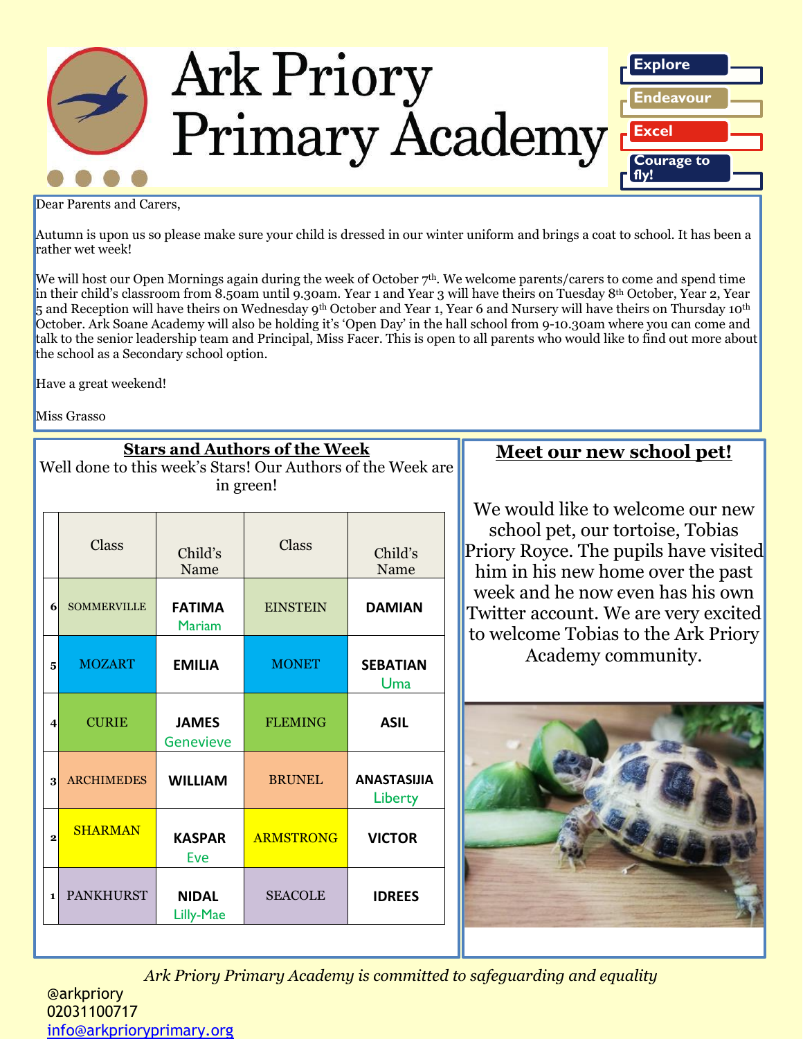# Ark Priory Primary Academy

Explore

Endeavour

Excel

Courage to fly!

Dear Parents and Carers,

Autumn is upon us so please make sure your child is dressed in our winter uniform and brings a coat to school. It has been a rather wet week!

We will host our Open Mornings again during the week of October 7th. We welcome parents/carers to come and spend time in their child's classroom from 8.50am until 9.30am. Year 1 and Year 3 will have theirs on Tuesday 8th October, Year 2, Year 5 and Reception will have theirs on Wednesday 9th October and Year 1, Year 6 and Nursery will have theirs on Thursday 10th October. Ark Soane Academy will also be holding it's 'Open Day' in the hall school from 9-10.30am where you can come and talk to the senior leadership team and Principal, Miss Facer. This is open to all parents who would like to find out more about the school as a Secondary school option.

Have a great weekend!

Miss Grasso

## Stars and Authors of the Week

Well done to this week's Stars! Our Authors of the Week are in green!

| | Class | Child's Name | Class | Child's Name |
|---|---|---|---|---|
| 6 | SOMMERVILLE | FATIMA Mariam | EINSTEIN | DAMIAN |
| 5 | MOZART | EMILIA | MONET | SEBATIAN Uma |
| 4 | CURIE | JAMES Genevieve | FLEMING | ASIL |
| 3 | ARCHIMEDES | WILLIAM | BRUNEL | ANASTASIJIA Liberty |
| 2 | SHARMAN | KASPAR Eve | ARMSTRONG | VICTOR |
| 1 | PANKHURST | NIDAL Lilly-Mae | SEACOLE | IDREES |

## Meet our new school pet!

We would like to welcome our new school pet, our tortoise, Tobias Priory Royce. The pupils have visited him in his new home over the past week and he now even has his own Twitter account. We are very excited to welcome Tobias to the Ark Priory Academy community.

*Ark Priory Primary Academy is committed to safeguarding and equality*

@arkpriory
02031100717
info@arkprioryprimary.org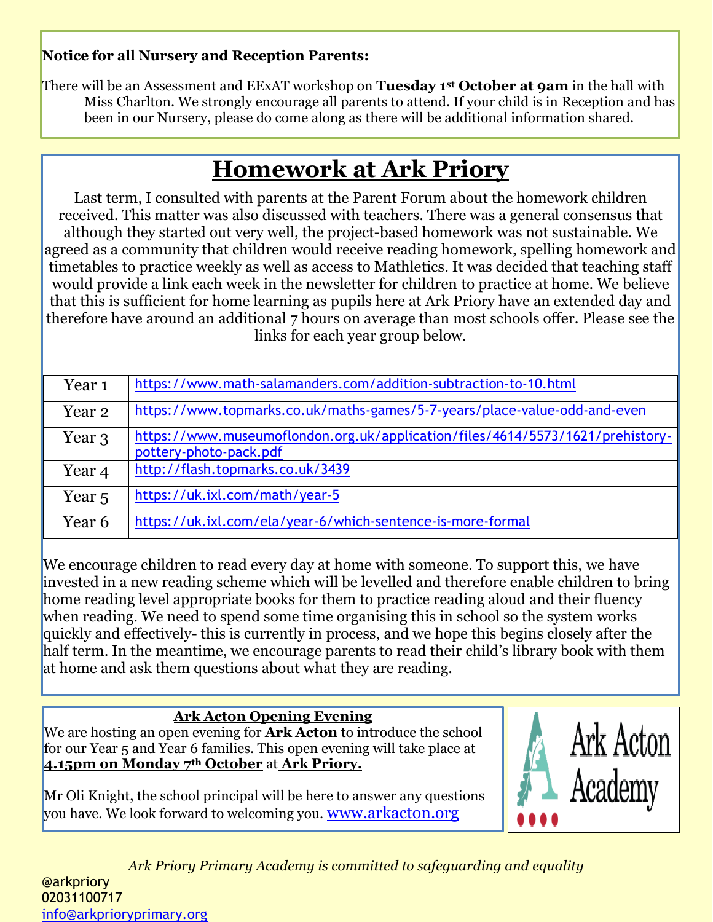**Notice for all Nursery and Reception Parents:**

There will be an Assessment and EExAT workshop on **Tuesday 1st October at 9am** in the hall with Miss Charlton. We strongly encourage all parents to attend. If your child is in Reception and has been in our Nursery, please do come along as there will be additional information shared.

# Homework at Ark Priory

Last term, I consulted with parents at the Parent Forum about the homework children received. This matter was also discussed with teachers. There was a general consensus that although they started out very well, the project-based homework was not sustainable. We agreed as a community that children would receive reading homework, spelling homework and timetables to practice weekly as well as access to Mathletics. It was decided that teaching staff would provide a link each week in the newsletter for children to practice at home. We believe that this is sufficient for home learning as pupils here at Ark Priory have an extended day and therefore have around an additional 7 hours on average than most schools offer. Please see the links for each year group below.

| Year | Link |
|---|---|
| Year 1 | https://www.math-salamanders.com/addition-subtraction-to-10.html |
| Year 2 | https://www.topmarks.co.uk/maths-games/5-7-years/place-value-odd-and-even |
| Year 3 | https://www.museumoflondon.org.uk/application/files/4614/5573/1621/prehistory-pottery-photo-pack.pdf |
| Year 4 | http://flash.topmarks.co.uk/3439 |
| Year 5 | https://uk.ixl.com/math/year-5 |
| Year 6 | https://uk.ixl.com/ela/year-6/which-sentence-is-more-formal |

We encourage children to read every day at home with someone. To support this, we have invested in a new reading scheme which will be levelled and therefore enable children to bring home reading level appropriate books for them to practice reading aloud and their fluency when reading. We need to spend some time organising this in school so the system works quickly and effectively- this is currently in process, and we hope this begins closely after the half term. In the meantime, we encourage parents to read their child's library book with them at home and ask them questions about what they are reading.

## Ark Acton Opening Evening

We are hosting an open evening for **Ark Acton** to introduce the school for our Year 5 and Year 6 families. This open evening will take place at **4.15pm on Monday 7th October** at **Ark Priory.**

Mr Oli Knight, the school principal will be here to answer any questions you have. We look forward to welcoming you. www.arkacton.org

Ark Acton Academy

*Ark Priory Primary Academy is committed to safeguarding and equality*

@arkpriory
02031100717
info@arkprioryprimary.org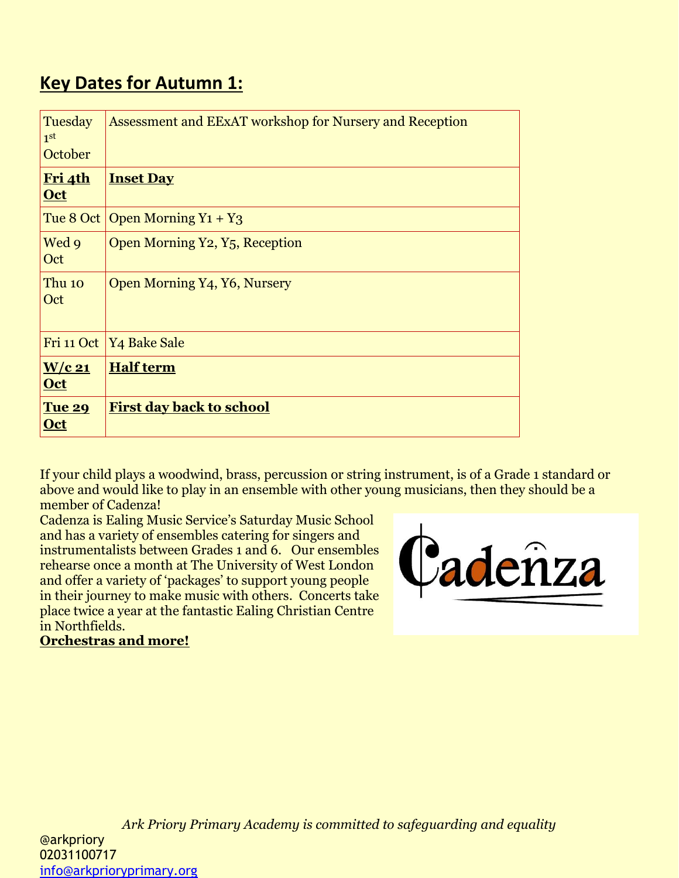## Key Dates for Autumn 1:

| | |
|---|---|
| Tuesday 1st October | Assessment and EExAT workshop for Nursery and Reception |
| **Fri 4th Oct** | **Inset Day** |
| Tue 8 Oct | Open Morning Y1 + Y3 |
| Wed 9 Oct | Open Morning Y2, Y5, Reception |
| Thu 10 Oct | Open Morning Y4, Y6, Nursery |
| Fri 11 Oct | Y4 Bake Sale |
| **W/c 21 Oct** | **Half term** |
| **Tue 29 Oct** | **First day back to school** |

If your child plays a woodwind, brass, percussion or string instrument, is of a Grade 1 standard or above and would like to play in an ensemble with other young musicians, then they should be a member of Cadenza!

Cadenza is Ealing Music Service's Saturday Music School and has a variety of ensembles catering for singers and instrumentalists between Grades 1 and 6. Our ensembles rehearse once a month at The University of West London and offer a variety of 'packages' to support young people in their journey to make music with others. Concerts take place twice a year at the fantastic Ealing Christian Centre in Northfields.

**Orchestras and more!**

*Ark Priory Primary Academy is committed to safeguarding and equality*

@arkpriory
02031100717
info@arkprioryprimary.org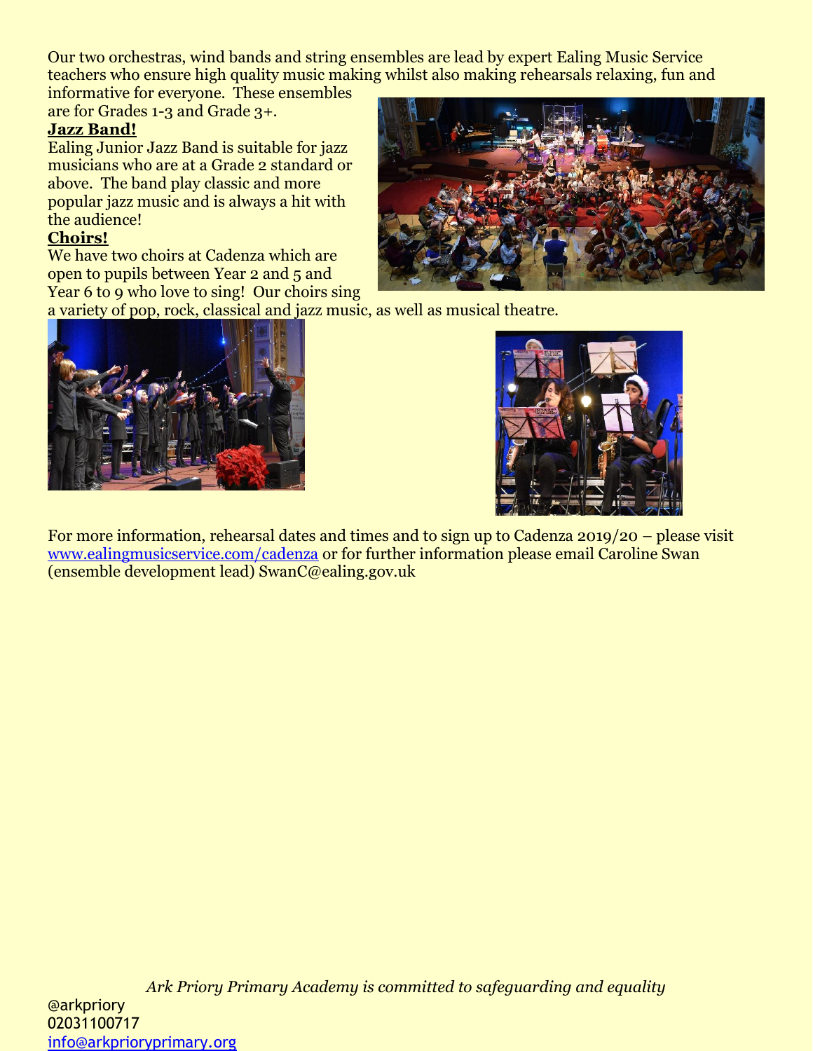Our two orchestras, wind bands and string ensembles are lead by expert Ealing Music Service teachers who ensure high quality music making whilst also making rehearsals relaxing, fun and informative for everyone. These ensembles are for Grades 1-3 and Grade 3+.

**Jazz Band!**

Ealing Junior Jazz Band is suitable for jazz musicians who are at a Grade 2 standard or above. The band play classic and more popular jazz music and is always a hit with the audience!

**Choirs!**

We have two choirs at Cadenza which are open to pupils between Year 2 and 5 and Year 6 to 9 who love to sing! Our choirs sing a variety of pop, rock, classical and jazz music, as well as musical theatre.

For more information, rehearsal dates and times and to sign up to Cadenza 2019/20 – please visit [www.ealingmusicservice.com/cadenza](http://www.ealingmusicservice.com/cadenza) or for further information please email Caroline Swan (ensemble development lead) SwanC@ealing.gov.uk

*Ark Priory Primary Academy is committed to safeguarding and equality*

@arkpriory
02031100717
[info@arkprioryprimary.org](mailto:info@arkprioryprimary.org)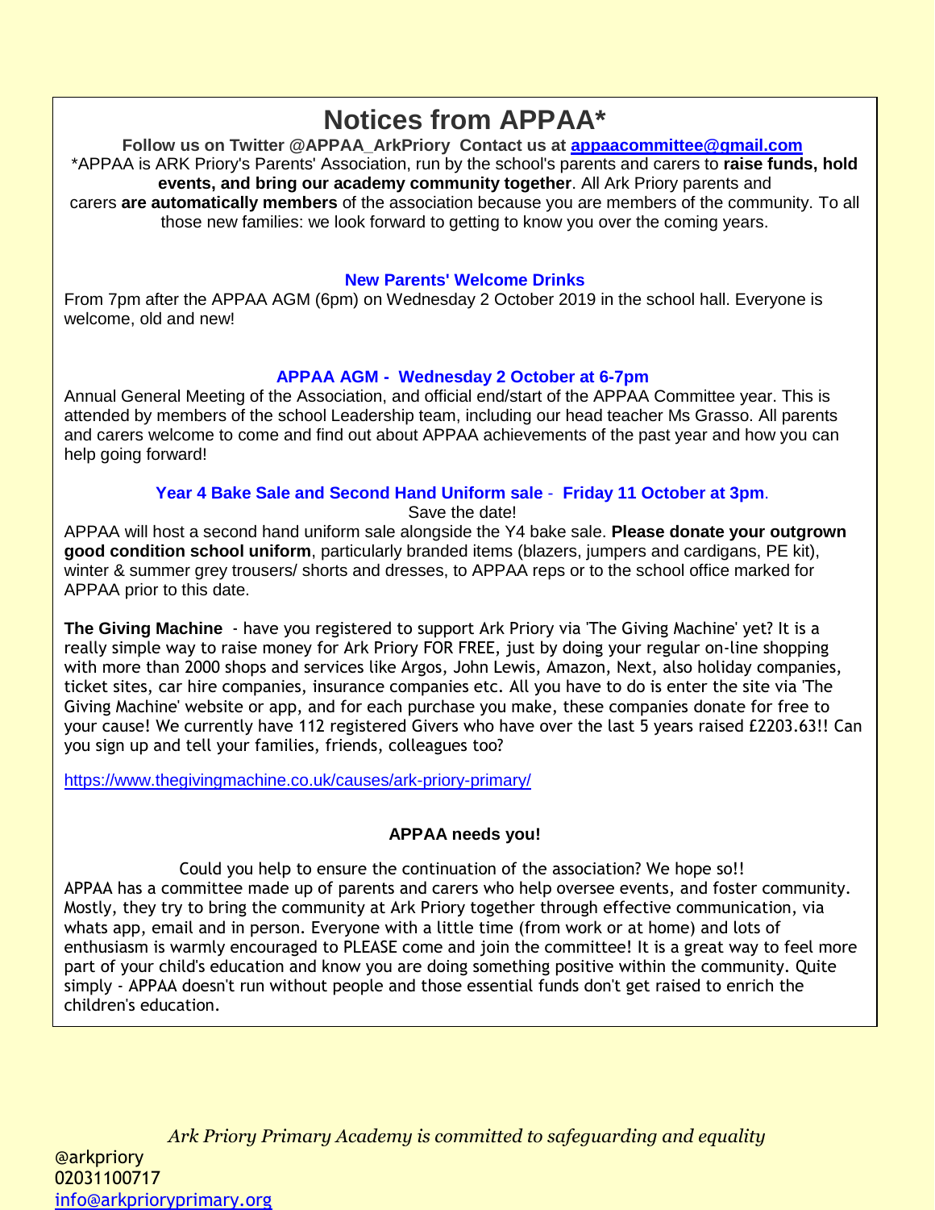# Notices from APPAA*

**Follow us on Twitter @APPAA_ArkPriory Contact us at [appaacommittee@gmail.com](mailto:appaacommittee@gmail.com)**

*APPAA is ARK Priory's Parents' Association, run by the school's parents and carers to **raise funds, hold events, and bring our academy community together**. All Ark Priory parents and carers **are automatically members** of the association because you are members of the community. To all those new families: we look forward to getting to know you over the coming years.

### New Parents' Welcome Drinks

From 7pm after the APPAA AGM (6pm) on Wednesday 2 October 2019 in the school hall. Everyone is welcome, old and new!

### APPAA AGM - Wednesday 2 October at 6-7pm

Annual General Meeting of the Association, and official end/start of the APPAA Committee year. This is attended by members of the school Leadership team, including our head teacher Ms Grasso. All parents and carers welcome to come and find out about APPAA achievements of the past year and how you can help going forward!

### Year 4 Bake Sale and Second Hand Uniform sale - Friday 11 October at 3pm.

Save the date!

APPAA will host a second hand uniform sale alongside the Y4 bake sale. **Please donate your outgrown good condition school uniform**, particularly branded items (blazers, jumpers and cardigans, PE kit), winter & summer grey trousers/ shorts and dresses, to APPAA reps or to the school office marked for APPAA prior to this date.

**The Giving Machine** - have you registered to support Ark Priory via 'The Giving Machine' yet? It is a really simple way to raise money for Ark Priory FOR FREE, just by doing your regular on-line shopping with more than 2000 shops and services like Argos, John Lewis, Amazon, Next, also holiday companies, ticket sites, car hire companies, insurance companies etc. All you have to do is enter the site via 'The Giving Machine' website or app, and for each purchase you make, these companies donate for free to your cause! We currently have 112 registered Givers who have over the last 5 years raised £2203.63!! Can you sign up and tell your families, friends, colleagues too?

[https://www.thegivingmachine.co.uk/causes/ark-priory-primary/](https://www.thegivingmachine.co.uk/causes/ark-priory-primary/)

### APPAA needs you!

Could you help to ensure the continuation of the association? We hope so!!

APPAA has a committee made up of parents and carers who help oversee events, and foster community. Mostly, they try to bring the community at Ark Priory together through effective communication, via whats app, email and in person. Everyone with a little time (from work or at home) and lots of enthusiasm is warmly encouraged to PLEASE come and join the committee! It is a great way to feel more part of your child's education and know you are doing something positive within the community. Quite simply - APPAA doesn't run without people and those essential funds don't get raised to enrich the children's education.

*Ark Priory Primary Academy is committed to safeguarding and equality*

@arkpriory
02031100717
[info@arkprioryprimary.org](mailto:info@arkprioryprimary.org)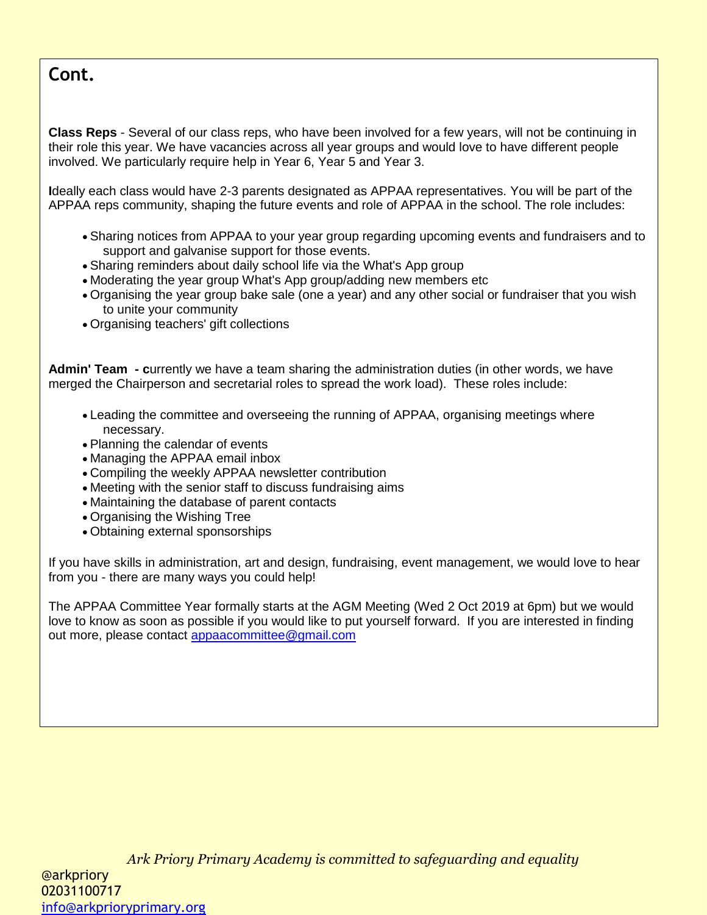## Cont.

**Class Reps** - Several of our class reps, who have been involved for a few years, will not be continuing in their role this year. We have vacancies across all year groups and would love to have different people involved. We particularly require help in Year 6, Year 5 and Year 3.

**I**deally each class would have 2-3 parents designated as APPAA representatives. You will be part of the APPAA reps community, shaping the future events and role of APPAA in the school. The role includes:

- Sharing notices from APPAA to your year group regarding upcoming events and fundraisers and to support and galvanise support for those events.
- Sharing reminders about daily school life via the What's App group
- Moderating the year group What's App group/adding new members etc
- Organising the year group bake sale (one a year) and any other social or fundraiser that you wish to unite your community
- Organising teachers' gift collections

**Admin' Team - c**urrently we have a team sharing the administration duties (in other words, we have merged the Chairperson and secretarial roles to spread the work load). These roles include:

- Leading the committee and overseeing the running of APPAA, organising meetings where necessary.
- Planning the calendar of events
- Managing the APPAA email inbox
- Compiling the weekly APPAA newsletter contribution
- Meeting with the senior staff to discuss fundraising aims
- Maintaining the database of parent contacts
- Organising the Wishing Tree
- Obtaining external sponsorships

If you have skills in administration, art and design, fundraising, event management, we would love to hear from you - there are many ways you could help!

The APPAA Committee Year formally starts at the AGM Meeting (Wed 2 Oct 2019 at 6pm) but we would love to know as soon as possible if you would like to put yourself forward. If you are interested in finding out more, please contact appaacommittee@gmail.com

*Ark Priory Primary Academy is committed to safeguarding and equality*

@arkpriory
02031100717
info@arkprioryprimary.org